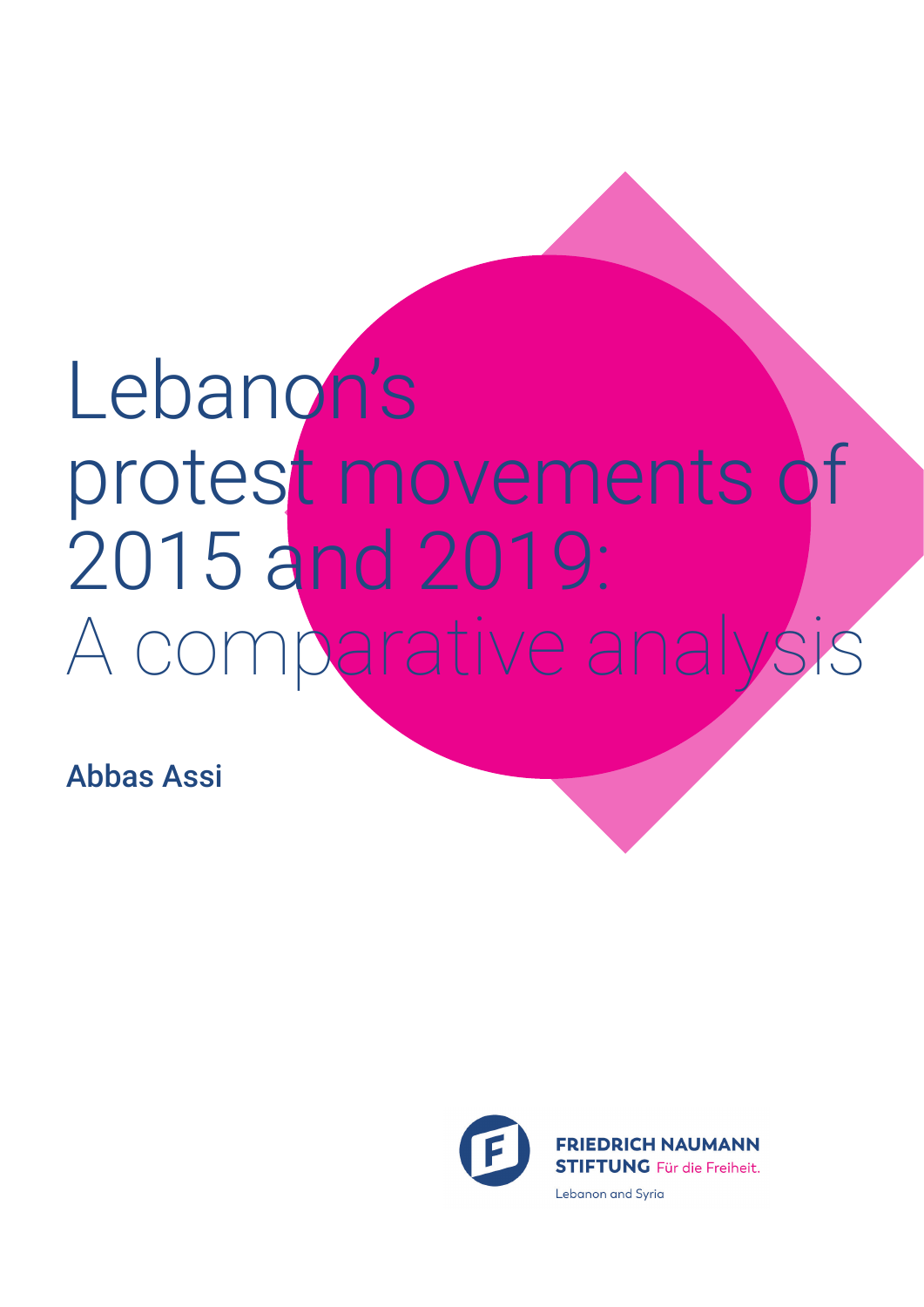# Lebanon's protest movements of 2015 and 2019: A comparative analysis

**Abbas Assi**

FRIEDRICH NAUMANN STIFTUNG Für die Freiheit.

Lebanon and Syria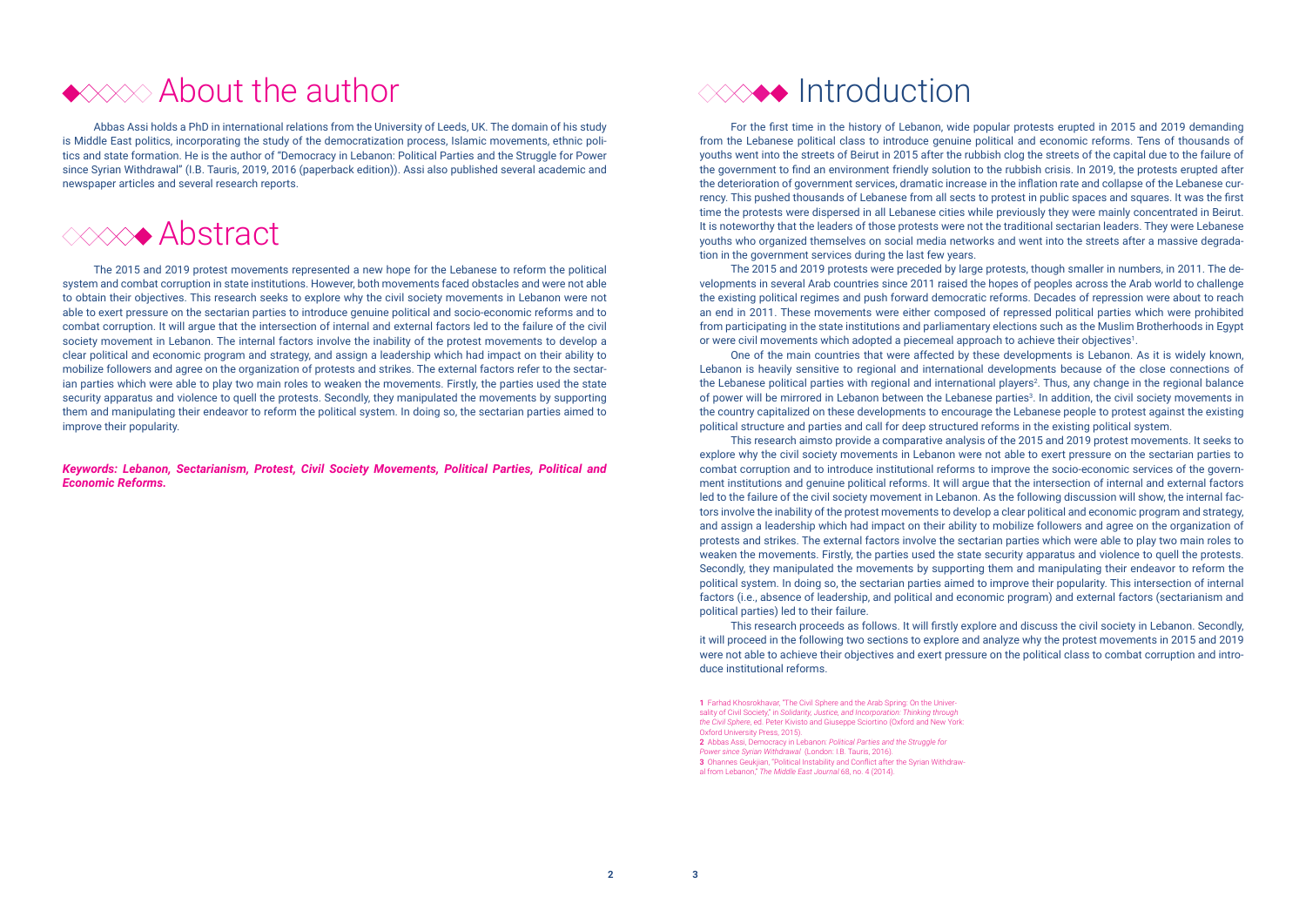# About the author

Abbas Assi holds a PhD in international relations from the University of Leeds, UK. The domain of his study is Middle East politics, incorporating the study of the democratization process, Islamic movements, ethnic politics and state formation. He is the author of "Democracy in Lebanon: Political Parties and the Struggle for Power since Syrian Withdrawal" (I.B. Tauris, 2019, 2016 (paperback edition)). Assi also published several academic and newspaper articles and several research reports.

# Abstract

The 2015 and 2019 protest movements represented a new hope for the Lebanese to reform the political system and combat corruption in state institutions. However, both movements faced obstacles and were not able to obtain their objectives. This research seeks to explore why the civil society movements in Lebanon were not able to exert pressure on the sectarian parties to introduce genuine political and socio-economic reforms and to combat corruption. It will argue that the intersection of internal and external factors led to the failure of the civil society movement in Lebanon. The internal factors involve the inability of the protest movements to develop a clear political and economic program and strategy, and assign a leadership which had impact on their ability to mobilize followers and agree on the organization of protests and strikes. The external factors refer to the sectarian parties which were able to play two main roles to weaken the movements. Firstly, the parties used the state security apparatus and violence to quell the protests. Secondly, they manipulated the movements by supporting them and manipulating their endeavor to reform the political system. In doing so, the sectarian parties aimed to improve their popularity.

***Keywords: Lebanon, Sectarianism, Protest, Civil Society Movements, Political Parties, Political and Economic Reforms.***

# Introduction

For the first time in the history of Lebanon, wide popular protests erupted in 2015 and 2019 demanding from the Lebanese political class to introduce genuine political and economic reforms. Tens of thousands of youths went into the streets of Beirut in 2015 after the rubbish clog the streets of the capital due to the failure of the government to find an environment friendly solution to the rubbish crisis. In 2019, the protests erupted after the deterioration of government services, dramatic increase in the inflation rate and collapse of the Lebanese currency. This pushed thousands of Lebanese from all sects to protest in public spaces and squares. It was the first time the protests were dispersed in all Lebanese cities while previously they were mainly concentrated in Beirut. It is noteworthy that the leaders of those protests were not the traditional sectarian leaders. They were Lebanese youths who organized themselves on social media networks and went into the streets after a massive degradation in the government services during the last few years.

The 2015 and 2019 protests were preceded by large protests, though smaller in numbers, in 2011. The developments in several Arab countries since 2011 raised the hopes of peoples across the Arab world to challenge the existing political regimes and push forward democratic reforms. Decades of repression were about to reach an end in 2011. These movements were either composed of repressed political parties which were prohibited from participating in the state institutions and parliamentary elections such as the Muslim Brotherhoods in Egypt or were civil movements which adopted a piecemeal approach to achieve their objectives[1].

One of the main countries that were affected by these developments is Lebanon. As it is widely known, Lebanon is heavily sensitive to regional and international developments because of the close connections of the Lebanese political parties with regional and international players[2]. Thus, any change in the regional balance of power will be mirrored in Lebanon between the Lebanese parties[3]. In addition, the civil society movements in the country capitalized on these developments to encourage the Lebanese people to protest against the existing political structure and parties and call for deep structured reforms in the existing political system.

This research aimsto provide a comparative analysis of the 2015 and 2019 protest movements. It seeks to explore why the civil society movements in Lebanon were not able to exert pressure on the sectarian parties to combat corruption and to introduce institutional reforms to improve the socio-economic services of the government institutions and genuine political reforms. It will argue that the intersection of internal and external factors led to the failure of the civil society movement in Lebanon. As the following discussion will show, the internal factors involve the inability of the protest movements to develop a clear political and economic program and strategy, and assign a leadership which had impact on their ability to mobilize followers and agree on the organization of protests and strikes. The external factors involve the sectarian parties which were able to play two main roles to weaken the movements. Firstly, the parties used the state security apparatus and violence to quell the protests. Secondly, they manipulated the movements by supporting them and manipulating their endeavor to reform the political system. In doing so, the sectarian parties aimed to improve their popularity. This intersection of internal factors (i.e., absence of leadership, and political and economic program) and external factors (sectarianism and political parties) led to their failure.

This research proceeds as follows. It will firstly explore and discuss the civil society in Lebanon. Secondly, it will proceed in the following two sections to explore and analyze why the protest movements in 2015 and 2019 were not able to achieve their objectives and exert pressure on the political class to combat corruption and introduce institutional reforms.

---

1 Farhad Khosrokhavar, "The Civil Sphere and the Arab Spring: On the Universality of Civil Society," in *Solidarity, Justice, and Incorporation: Thinking through the Civil Sphere*, ed. Peter Kivisto and Giuseppe Sciortino (Oxford and New York: Oxford University Press, 2015).

2 Abbas Assi, Democracy in Lebanon: *Political Parties and the Struggle for Power since Syrian Withdrawal* (London: I.B. Tauris, 2016).

3 Ohannes Geukjian, "Political Instability and Conflict after the Syrian Withdrawal from Lebanon," *The Middle East Journal* 68, no. 4 (2014).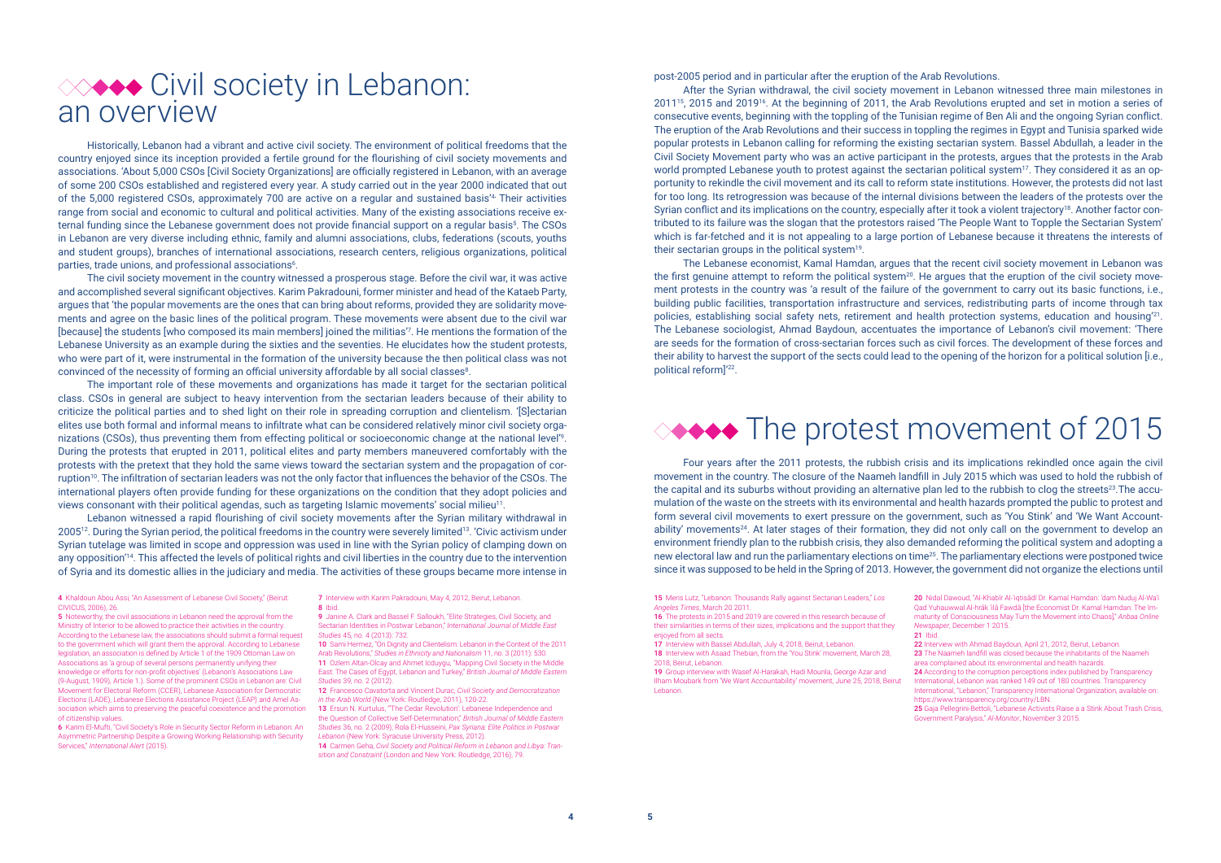# Civil society in Lebanon: an overview

Historically, Lebanon had a vibrant and active civil society. The environment of political freedoms that the country enjoyed since its inception provided a fertile ground for the flourishing of civil society movements and associations. 'About 5,000 CSOs [Civil Society Organizations] are officially registered in Lebanon, with an average of some 200 CSOs established and registered every year. A study carried out in the year 2000 indicated that out of the 5,000 registered CSOs, approximately 700 are active on a regular and sustained basis'[4]. Their activities range from social and economic to cultural and political activities. Many of the existing associations receive external funding since the Lebanese government does not provide financial support on a regular basis[5]. The CSOs in Lebanon are very diverse including ethnic, family and alumni associations, clubs, federations (scouts, youths and student groups), branches of international associations, research centers, religious organizations, political parties, trade unions, and professional associations[6].

The civil society movement in the country witnessed a prosperous stage. Before the civil war, it was active and accomplished several significant objectives. Karim Pakradouni, former minister and head of the Kataeb Party, argues that 'the popular movements are the ones that can bring about reforms, provided they are solidarity movements and agree on the basic lines of the political program. These movements were absent due to the civil war [because] the students [who composed its main members] joined the militias'[7]. He mentions the formation of the Lebanese University as an example during the sixties and the seventies. He elucidates how the student protests, who were part of it, were instrumental in the formation of the university because the then political class was not convinced of the necessity of forming an official university affordable by all social classes[8].

The important role of these movements and organizations has made it target for the sectarian political class. CSOs in general are subject to heavy intervention from the sectarian leaders because of their ability to criticize the political parties and to shed light on their role in spreading corruption and clientelism. '[S]ectarian elites use both formal and informal means to infiltrate what can be considered relatively minor civil society organizations (CSOs), thus preventing them from effecting political or socioeconomic change at the national level'[9]. During the protests that erupted in 2011, political elites and party members maneuvered comfortably with the protests with the pretext that they hold the same views toward the sectarian system and the propagation of corruption[10]. The infiltration of sectarian leaders was not the only factor that influences the behavior of the CSOs. The international players often provide funding for these organizations on the condition that they adopt policies and views consonant with their political agendas, such as targeting Islamic movements' social milieu[11].

Lebanon witnessed a rapid flourishing of civil society movements after the Syrian military withdrawal in 2005[12]. During the Syrian period, the political freedoms in the country were severely limited[13]. 'Civic activism under Syrian tutelage was limited in scope and oppression was used in line with the Syrian policy of clamping down on any opposition'[14]. This affected the levels of political rights and civil liberties in the country due to the intervention of Syria and its domestic allies in the judiciary and media. The activities of these groups became more intense in post-2005 period and in particular after the eruption of the Arab Revolutions.

After the Syrian withdrawal, the civil society movement in Lebanon witnessed three main milestones in 2011[15], 2015 and 2019[16]. At the beginning of 2011, the Arab Revolutions erupted and set in motion a series of consecutive events, beginning with the toppling of the Tunisian regime of Ben Ali and the ongoing Syrian conflict. The eruption of the Arab Revolutions and their success in toppling the regimes in Egypt and Tunisia sparked wide popular protests in Lebanon calling for reforming the existing sectarian system. Bassel Abdullah, a leader in the Civil Society Movement party who was an active participant in the protests, argues that the protests in the Arab world prompted Lebanese youth to protest against the sectarian political system[17]. They considered it as an opportunity to rekindle the civil movement and its call to reform state institutions. However, the protests did not last for too long. Its retrogression was because of the internal divisions between the leaders of the protests over the Syrian conflict and its implications on the country, especially after it took a violent trajectory[18]. Another factor contributed to its failure was the slogan that the protestors raised 'The People Want to Topple the Sectarian System' which is far-fetched and it is not appealing to a large portion of Lebanese because it threatens the interests of their sectarian groups in the political system[19].

The Lebanese economist, Kamal Hamdan, argues that the recent civil society movement in Lebanon was the first genuine attempt to reform the political system[20]. He argues that the eruption of the civil society movement protests in the country was 'a result of the failure of the government to carry out its basic functions, i.e., building public facilities, transportation infrastructure and services, redistributing parts of income through tax policies, establishing social safety nets, retirement and health protection systems, education and housing'[21]. The Lebanese sociologist, Ahmad Baydoun, accentuates the importance of Lebanon's civil movement: 'There are seeds for the formation of cross-sectarian forces such as civil forces. The development of these forces and their ability to harvest the support of the sects could lead to the opening of the horizon for a political solution [i.e., political reform]'[22].

# The protest movement of 2015

Four years after the 2011 protests, the rubbish crisis and its implications rekindled once again the civil movement in the country. The closure of the Naameh landfill in July 2015 which was used to hold the rubbish of the capital and its suburbs without providing an alternative plan led to the rubbish to clog the streets[23]. The accumulation of the waste on the streets with its environmental and health hazards prompted the public to protest and form several civil movements to exert pressure on the government, such as 'You Stink' and 'We Want Accountability' movements[24]. At later stages of their formation, they did not only call on the government to develop an environment friendly plan to the rubbish crisis, they also demanded reforming the political system and adopting a new electoral law and run the parliamentary elections on time[25]. The parliamentary elections were postponed twice since it was supposed to be held in the Spring of 2013. However, the government did not organize the elections until

---

4 Khaldoun Abou Assi, "An Assessment of Lebanese Civil Society," (Beirut: CIVICUS, 2006), 26.

5 Noteworthy, the civil associations in Lebanon need the approval from the Ministry of Interior to be allowed to practice their activities in the country. According to the Lebanese law, the associations should submit a formal request to the government which will grant them the approval. According to Lebanese legislation, an association is defined by Article 1 of the 1909 Ottoman Law on Associations as 'a group of several persons permanently unifying their knowledge or efforts for non-profit objectives' (Lebanon's Associations Law (9-August, 1909), Article 1.). Some of the prominent CSOs in Lebanon are: Civil Movement for Electoral Reform (CCER), Lebanese Association for Democratic Elections (LADE), Lebanese Elections Assistance Project (LEAP) and Amel Association which aims to preserving the peaceful coexistence and the promotion of citizenship values.

6 Karim El-Mufti, "Civil Society's Role in Security Sector Reform in Lebanon: An Asymmetric Partnership Despite a Growing Working Relationship with Security Services," *International Alert* (2015).

7 Interview with Karim Pakradouni, May 4, 2012, Beirut, Lebanon.

8 Ibid.

9 Janine A. Clark and Bassel F. Salloukh, "Elite Strategies, Civil Society, and Sectarian Identities in Postwar Lebanon," *International Journal of Middle East Studies* 45, no. 4 (2013): 732.

10 Sami Hermez, "On Dignity and Clientelism: Lebanon in the Context of the 2011 Arab Revolutions," *Studies in Ethnicity and Nationalism* 11, no. 3 (2011): 530.

11 Ozlem Altan-Olcay and Ahmet Icduygu, "Mapping Civil Society in the Middle East: The Cases of Egypt, Lebanon and Turkey," *British Journal of Middle Eastern Studies* 39, no. 2 (2012).

12 Francesco Cavatorta and Vincent Durac, *Civil Society and Democratization in the Arab World* (New York: Routledge, 2011), 120-22.

13 Ersun N. Kurtulus, "The Cedar Revolution': Lebanese Independence and the Question of Collective Self-Determination," *British Journal of Middle Eastern Studies* 36, no. 2 (2009); Rola El-Husseini, *Pax Syriana: Elite Politics in Postwar Lebanon* (New York: Syracuse University Press, 2012).

14 Carmen Geha, *Civil Society and Political Reform in Lebanon and Libya: Transition and Constraint* (London and New York: Routledge, 2016), 79.

15 Meris Lutz, "Lebanon: Thousands Rally against Sectarian Leaders," *Los Angeles Times*, March 20 2011.

16 The protests in 2015 and 2019 are covered in this research because of their similarities in terms of their sizes, implications and the support that they enjoyed from all sects.

17 Interview with Bassel Abdullah, July 4, 2018, Beirut, Lebanon.

18 Interview with Asaad Thebian, from the 'You Stink' movement, March 28, 2018, Beirut, Lebanon.

19 Group interview with Wasef Al-Harakah, Hadi Mounla, George Azar and Ilham Moubark from 'We Want Accountability' movement, June 25, 2018, Beirut Lebanon.

20 Nidal Dawoud, "Al-Khabīr Al-īqtisādī Dr. Kamal Hamdan: 'dam Nuduj Al-Wa'ī Qad Yuhauwwal Al-hrāk 'ilā Fawdā [the Economist Dr. Kamal Hamdan: The Immaturity of Consciousness May Turn the Movement into Chaos]," *Anbaa Online Newspaper*, December 1 2015.

21 Ibid.

22 Interview with Ahmad Baydoun, April 21, 2012, Beirut, Lebanon.

23 The Naameh landfill was closed because the inhabitants of the Naameh area complained about its environmental and health hazards.

24 According to the corruption perceptions index published by Transparency International, Lebanon was ranked 149 out of 180 countries. Transparency International, "Lebanon," Transparency International Organization, available on: https://www.transparency.org/country/LBN.

25 Gaja Pellegrini-Bettoli, "Lebanese Activists Raise a a Stink About Trash Crisis, Government Paralysis," *Al-Monitor*, November 3 2015.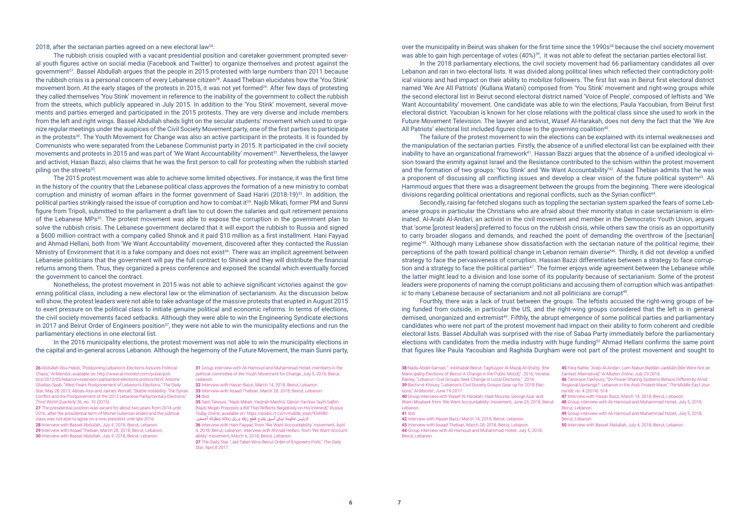2018, after the sectarian parties agreed on a new electoral law[26].

The rubbish crisis coupled with a vacant presidential position and caretaker government prompted several youth figures active on social media (Facebook and Twitter) to organize themselves and protest against the government[27]. Bassel Abdullah argues that the people in 2015 protested with large numbers than 2011 because the rubbish crisis is a personal concern of every Lebanese citizen[28]. Asaad Thebian elucidates how the 'You Stink' movement born. At the early stages of the protests in 2015, it was not yet formed[29]. After few days of protesting they called themselves 'You Stink' movement in reference to the inability of the government to collect the rubbish from the streets, which publicly appeared in July 2015. In addition to the 'You Stink' movement, several movements and parties emerged and participated in the 2015 protests. They are very diverse and include members from the left and right wings. Bassel Abdullah sheds light on the secular students' movement which used to organize regular meetings under the auspices of the Civil Society Movement party, one of the first parties to participate in the protests[30]. The Youth Movement for Change was also an active participant in the protests. It is founded by Communists who were separated from the Lebanese Communist party in 2015. It participated in the civil society movements and protests in 2015 and was part of 'We Want Accountability' movement[31]. Nevertheless, the lawyer and activist, Hasan Bazzi, also claims that he was the first person to call for protesting when the rubbish started piling on the streets[32].

The 2015 protest movement was able to achieve some limited objectives. For instance, it was the first time in the history of the country that the Lebanese political class approves the formation of a new ministry to combat corruption and ministry of woman affairs in the former government of Saad Hariri (2018-19)[33]. In addition, the political parties strikingly raised the issue of corruption and how to combat it[34]. Najib Mikati, former PM and Sunni figure from Tripoli, submitted to the parliament a draft law to cut down the salaries and quit retirement pensions of the Lebanese MPs[35]. The protest movement was able to expose the corruption in the government plan to solve the rubbish crisis. The Lebanese government declared that it will export the rubbish to Russia and signed a $600 million contract with a company called Shinok and it paid $10 million as a first installment. Hani Fayyad and Ahmad Hellani, both from 'We Want Accountability' movement, discovered after they contacted the Russian Ministry of Environment that it is a fake company and does not exist[36]. There was an implicit agreement between Lebanese politicians that the government will pay the full contract to Shinok and they will distribute the financial returns among them. Thus, they organized a press conference and exposed the scandal which eventually forced the government to cancel the contract.

Nonetheless, the protest movement in 2015 was not able to achieve significant victories against the governing political class, including a new electoral law or the elimination of sectarianism. As the discussion below will show, the protest leaders were not able to take advantage of the massive protests that erupted in August 2015 to exert pressure on the political class to initiate genuine political and economic reforms. In terms of elections, the civil society movements faced setbacks. Although they were able to win the Engineering Syndicate elections in 2017 and Beirut Order of Engineers position[37], they were not able to win the municipality elections and run the parliamentary elections in one electoral list.

In the 2016 municipality elections, the protest movement was not able to win the municipality elections in the capital and in general across Lebanon. Although the hegemony of the Future Movement, the main Sunni party, over the municipality in Beirut was shaken for the first time since the 1990s[38] because the civil society movement was able to gain high percentage of votes (40%)[39], it was not able to defeat the sectarian parties electoral list.

In the 2018 parliamentary elections, the civil society movement had 66 parliamentary candidates all over Lebanon and ran in two electoral lists. It was divided along political lines which reflected their contradictory political visions and had impact on their ability to mobilize followers. The first list was in Beirut first electoral district named 'We Are All Patriots' (Kullana Watani) composed from 'You Stink' movement and right-wing groups while the second electoral list in Beirut second electoral district named 'Voice of People', composed of leftists and 'We Want Accountability' movement. One candidate was able to win the elections, Paula Yacoubian, from Beirut first electoral district. Yacoubian is known for her close relations with the political class since she used to work in the Future Movement Television. The lawyer and activist, Wasef Al-Harakah, does not deny the fact that the 'We Are All Patriots' electoral list included figures close to the governing coalition[40].

The failure of the protest movement to win the elections can be explained with its internal weaknesses and the manipulation of the sectarian parties. Firstly, the absence of a unified electoral list can be explained with their inability to have an organizational framework[41]. Hassan Bazzi argues that the absence of a unified ideological vision toward the enmity against Israel and the Resistance contributed to the schism within the protest movement and the formation of two groups: 'You Stink' and 'We Want Accountability'[42]. Asaad Thebian admits that he was a proponent of discussing all conflicting issues and develop a clear vision of the future political system[43]. Ali Hammoud argues that there was a disagreement between the groups from the beginning. There were ideological divisions regarding political orientations and regional conflicts, such as the Syrian conflict[44].

Secondly, raising far-fetched slogans such as toppling the sectarian system sparked the fears of some Lebanese groups in particular the Christians who are afraid about their minority status in case sectarianism is eliminated. Al-Arabi Al-Andari, an activist in the civil movement and member in the Democratic Youth Union, argues that 'some [protest leaders] preferred to focus on the rubbish crisis, while others saw the crisis as an opportunity to carry broader slogans and demands, and reached the point of demanding the overthrow of the [sectarian] regime'[45]. 'Although many Lebanese show dissatisfaction with the sectarian nature of the political regime, their perceptions of the path toward political change in Lebanon remain diverse'[46]. Thirdly, it did not develop a unified strategy to face the pervasiveness of corruption. Hassan Bazzi differentiates between a strategy to face corruption and a strategy to face the political parties[47]. The former enjoys wide agreement between the Lebanese while the latter might lead to a division and lose some of its popularity because of sectarianism. Some of the protest leaders were proponents of naming the corrupt politicians and accusing them of corruption which was antipathetic to many Lebanese because of sectarianism and not all politicians are corrupt[48].

Fourthly, there was a lack of trust between the groups. The leftists accused the right-wing groups of being funded from outside, in particular the US, and the right-wing groups considered that the left is in general demised, unorganized and extremist[49]. Fifthly, the abrupt emergence of some political parties and parliamentary candidates who were not part of the protest movement had impact on their ability to form coherent and credible electoral lists. Bassel Abdullah was surprised with the rise of Sabaa Party immediately before the parliamentary elections with candidates from the media industry with huge funding[50] Ahmad Hellani confirms the same point that figures like Paula Yacoubian and Raghida Durgham were not part of the protest movement and sought to

---

26 Abdullah Abu-Habib, "Postponing Lebanon's Elections Assures Political Chaos," Al-Monitor, available on: http://www.al-monitor.com/pulse/politics/2013/05/lebanon-extension-parliament-elections-politics.html; Antoine Ghattas Saab, "West Fears Postponement of Lebanon's Elections," The Daily Star, May 28 2013; Abbas Assi and James Worrall, "Stable Instability: The Syrian Conflict and the Postponement of the 2013 Lebanese Parliamentary Elections," *Third World Quarterly* 36, no. 10 (2015).

27 The presidential position was vacant for about two years from 2014 until 2016, after the presidential term of Michel Suleiman ended and the political class was not able to agree on a new president until late 2016.

28 Interview with Bassel Abdullah, July 4, 2018, Beirut, Lebanon.

29 Interview with Asaad Thebian, March 28, 2018, Beirut, Lebanon.

30 Interview with Bassel Abdullah, July 4, 2018, Beirut, Lebanon.

31 Group interview with Ali Hamoud and Muhammad Hotiet, members in the political committee of the Youth Movement for Change, July 5, 2018, Beirut, Lebanon.

32 Interview with Hasan Bazzi, March 14, 2018, Beirut, Lebanon.

33 Interview with Asaad Thebian, March 28, 2018, Beirut, Lebanon.

34 Ibid.

35 Said Tanouis, "Najib Mikati: Yaqtrah Mashrū' Qānūn Yan'kas 'layhi Salbīn [Najib Miqati Proposes a Bill That Reflects Negatively on His Interest]," *Russia Today Online*, available on: https://arabic.rt.com/middle_east/934980-رئيس-حكومة-لبنان-أسبق-يقترح-قطع-رزقه-ورزق-زملائه-ونظرائه-أجمعين/

36 Interview with Hani Fayyad, from 'We Want Accountability' movement, April 4, 2018, Beirut, Lebanon. Interview with Ahmad Hellani, from 'We Want Accountability' movement, March 6, 2018, Beirut, Lebanon.

37 The Daily Star, "Jad Tabet Wins Beirut Order of Engineers Polls," *The Daily Star*, April 8 2017.

38 Nada Abdel-Samad, " 'intikhabāt Beirut: Taghūyyor Al-Mazāj Al-Sha'by [the Manicipality Elections of Beirut: A Change in the Public Mood]," 2016; Venetia Rainey, "Lebanon: Civil Groups Seek Change in Local Elections," 2016.

39 Bachir el-Khoury, "Lebanon's Civil Society Groups Gear up for 2018 Elections," *Al-Monitor*, June 19 2017.

40 Group interview with Wasef Al-Harakah, Hadi Mounla, George Azar and Ilham Moubark from 'We Want Accountability' movement, June 25, 2018, Beirut Lebanon.

41 Ibid.

42 Interview with Hasan Bazzi, March 14, 2018, Beirut, Lebanon.

43 Interview with Asaad Thebian, March 28, 2018, Beirut, Lebanon.

44 Group interview with Ali Hamoud and Muhammad Hotiet, July 5, 2018, Beirut, Lebanon.

45 Yara Nahle, "Arabi Al-Andari: Lam Nakun Badilān Jaddiān [We Were Not an Earnest Alternative]," *Al-Modon Online*, July 23 2016.

46 Tamirace Fakhoury, "Do Power-Sharing Systems Behave Differently Amid Regional Uprisings?: Lebanon in the Arab Protest Wave," *The Middle East Journal* 68, no. 4 (2014): 514.

47 Interview with Hasan Bazzi, March 14, 2018, Beirut, Lebanon.

48 Group interview with Ali Hamoud and Muhammad Hotiet, July 5, 2018, Beirut, Lebanon.

49 Group interview with Ali Hamoud and Muhammad Hotiet, July 5, 2018, Beirut, Lebanon.

50 Interview with Bassel Abdullah, July 4, 2018, Beirut, Lebanon.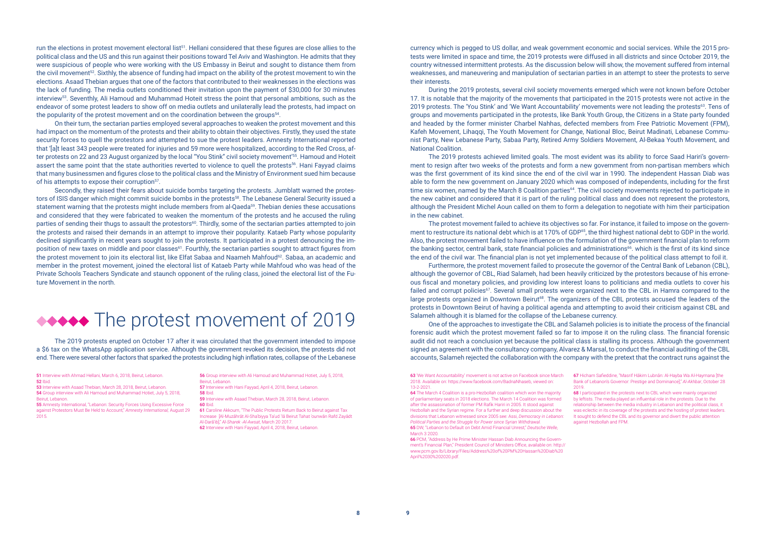run the elections in protest movement electoral list[51]. Hellani considered that these figures are close allies to the political class and the US and this run against their positions toward Tel Aviv and Washington. He admits that they were suspicious of people who were working with the US Embassy in Beirut and sought to distance them from the civil movement[52]. Sixthly, the absence of funding had impact on the ability of the protest movement to win the elections. Asaad Thebian argues that one of the factors that contributed to their weaknesses in the elections was the lack of funding. The media outlets conditioned their invitation upon the payment of $30,000 for 30 minutes interview[53]. Seventhly, Ali Hamoud and Muhammad Hoteit stress the point that personal ambitions, such as the endeavor of some protest leaders to show off on media outlets and unilaterally lead the protests, had impact on the popularity of the protest movement and on the coordination between the groups[54].

On their turn, the sectarian parties employed several approaches to weaken the protest movement and this had impact on the momentum of the protests and their ability to obtain their objectives. Firstly, they used the state security forces to quell the protestors and attempted to sue the protest leaders. Amnesty International reported that '[a]t least 343 people were treated for injuries and 59 more were hospitalized, according to the Red Cross, after protests on 22 and 23 August organized by the local "You Stink" civil society movement'[55]. Hamoud and Hoteit assert the same point that the state authorities reverted to violence to quell the protests[56]. Hani Fayyad claims that many businessmen and figures close to the political class and the Ministry of Environment sued him because of his attempts to expose their corruption[57].

Secondly, they raised their fears about suicide bombs targeting the protests. Jumblatt warned the protestors of ISIS danger which might commit suicide bombs in the protests[58]. The Lebanese General Security issued a statement warning that the protests might include members from al-Qaeda[59]. Thebian denies these accusations and considered that they were fabricated to weaken the momentum of the protests and he accused the ruling parties of sending their thugs to assault the protestors[60]. Thirdly, some of the sectarian parties attempted to join the protests and raised their demands in an attempt to improve their popularity. Kataeb Party whose popularity declined significantly in recent years sought to join the protests. It participated in a protest denouncing the imposition of new taxes on middle and poor classes[61]. Fourthly, the sectarian parties sought to attract figures from the protest movement to join its electoral list, like Elfat Sabaa and Naameh Mahfoud[62]. Sabaa, an academic and member in the protest movement, joined the electoral list of Kataeb Party while Mahfoud who was head of the Private Schools Teachers Syndicate and staunch opponent of the ruling class, joined the electoral list of the Future Movement in the north.

## The protest movement of 2019

The 2019 protests erupted on October 17 after it was circulated that the government intended to impose a $6 tax on the WhatsApp application service. Although the government revoked its decision, the protests did not end. There were several other factors that sparked the protests including high inflation rates, collapse of the Lebanese currency which is pegged to US dollar, and weak government economic and social services. While the 2015 protests were limited in space and time, the 2019 protests were diffused in all districts and since October 2019, the country witnessed intermittent protests. As the discussion below will show, the movement suffered from internal weaknesses, and maneuvering and manipulation of sectarian parties in an attempt to steer the protests to serve their interests.

During the 2019 protests, several civil society movements emerged which were not known before October 17. It is notable that the majority of the movements that participated in the 2015 protests were not active in the 2019 protests. The 'You Stink' and 'We Want Accountability' movements were not leading the protests[63]. Tens of groups and movements participated in the protests, like Bank Youth Group, the Citizens in a State party founded and headed by the former minister Charbel Nahhas, defected members from Free Patriotic Movement (FPM), Kafeh Movement, Lihaqqi, The Youth Movement for Change, National Bloc, Beirut Madinati, Lebanese Communist Party, New Lebanese Party, Sabaa Party, Retired Army Soldiers Movement, Al-Bekaa Youth Movement, and National Coalition.

The 2019 protests achieved limited goals. The most evident was its ability to force Saad Hariri's government to resign after two weeks of the protests and form a new government from non-partisan members which was the first government of its kind since the end of the civil war in 1990. The independent Hassan Diab was able to form the new government on January 2020 which was composed of independents, including for the first time six women, named by the March 8 Coalition parties[64]. The civil society movements rejected to participate in the new cabinet and considered that it is part of the ruling political class and does not represent the protestors, although the President Michel Aoun called on them to form a delegation to negotiate with him their participation in the new cabinet.

The protest movement failed to achieve its objectives so far. For instance, it failed to impose on the government to restructure its national debt which is at 170% of GDP[65], the third highest national debt to GDP in the world. Also, the protest movement failed to have influence on the formulation of the government financial plan to reform the banking sector, central bank, state financial policies and administrations[66]. which is the first of its kind since the end of the civil war. The financial plan is not yet implemented because of the political class attempt to foil it.

Furthermore, the protest movement failed to prosecute the governor of the Central Bank of Lebanon (CBL), although the governor of CBL, Riad Salameh, had been heavily criticized by the protestors because of his erroneous fiscal and monetary policies, and providing low interest loans to politicians and media outlets to cover his failed and corrupt policies[67]. Several small protests were organized next to the CBL in Hamra compared to the large protests organized in Downtown Beirut[68]. The organizers of the CBL protests accused the leaders of the protests in Downtown Beirut of having a political agenda and attempting to avoid their criticism against CBL and Salameh although it is blamed for the collapse of the Lebanese currency.

One of the approaches to investigate the CBL and Salameh policies is to initiate the process of the financial forensic audit which the protest movement failed so far to impose it on the ruling class. The financial forensic audit did not reach a conclusion yet because the political class is stalling its process. Although the government signed an agreement with the consultancy company, Alvarez & Marsal, to conduct the financial auditing of the CBL accounts, Salameh rejected the collaboration with the company with the pretext that the contract runs against the

---

**51** Interview with Ahmad Hellani, March 6, 2018, Beirut, Lebanon.
**52** Ibid.
**53** Interview with Asaad Thebian, March 28, 2018, Beirut, Lebanon.
**54** Group interview with Ali Hamoud and Muhammad Hotiet, July 5, 2018, Beirut, Lebanon.
**55** Amnesty International, "Lebanon: Security Forces Using Excessive Force against Protestors Must Be Held to Account," *Amnesty International*, August 29 2015.
**56** Group interview with Ali Hamoud and Muhammad Hotiet, July 5, 2018, Beirut, Lebanon.
**57** Interview with Hani Fayyad, April 4, 2018, Beirut, Lebanon.
**58** Ibid.
**59** Interview with Asaad Thebian, March 28, 2018, Beirut, Lebanon.
**60** Ibid.
**61** Caroline Akkoum, "The Public Protests Return Back to Beirut against Tax Increase [Al-Muzāhrāt Al-Sha'biyya Ta'ud 'Ilā Beirut Tahat 'ounwān Rafd Zayādt Al-Darā'ib]," *Al-Sharek -Al-Awsat*, March 20 2017.
**62** Interview with Hani Fayyad, April 4, 2018, Beirut, Lebanon.
**63** 'We Want Accountability' movement is not active on Facebook since March 2018. Available on: https://www.facebook.com/BadnaNhaseb, viewed on: 13-2-2021.
**64** The March 4 Coalition is a pro-Hezbollah coalition which won the majority of parliamentary seats in 2018 elections. The March 14 Coalition was formed after the assassination of former PM Rafik Hariri in 2005. It stood against Hezbollah and the Syrian regime. For a further and deep discussion about the divisions that Lebanon witnessed since 2005 see: Assi, *Democracy in Lebanon: Political Parties and the Struggle for Power since Syrian Withdrawal*.
**65** DW, "Lebanon to Default on Debt Amid Financial Unrest," *Deutsche Welle*, March 3 2020.
**66** PCM, "Address by He Prime Minister Hassan Diab Announcing the Government's Financial Plan," President Council of Ministers Office, available on: http://www.pcm.gov.lb/Library/Files/Address%20of%20PM%20Hassan%20Diab%20April%2030%202020.pdf.
**67** Hicham Safieddine, "Masrif Hākim Lubnān: Al-Hayba Wa Al-Haymana [the Bank of Lebanon's Governor: Prestige and Dominance]," *Al-Akhbar*, October 28 2019.
**68** I participated in the protests next to CBL which were mainly organized by leftists. The media played an influential role in the protests. Due to the relationship between the media industry in Lebanon and the political class, it was eclectic in its coverage of the protests and the hosting of protest leaders. It sought to defend the CBL and its governor and divert the public attention against Hezbollah and FPM.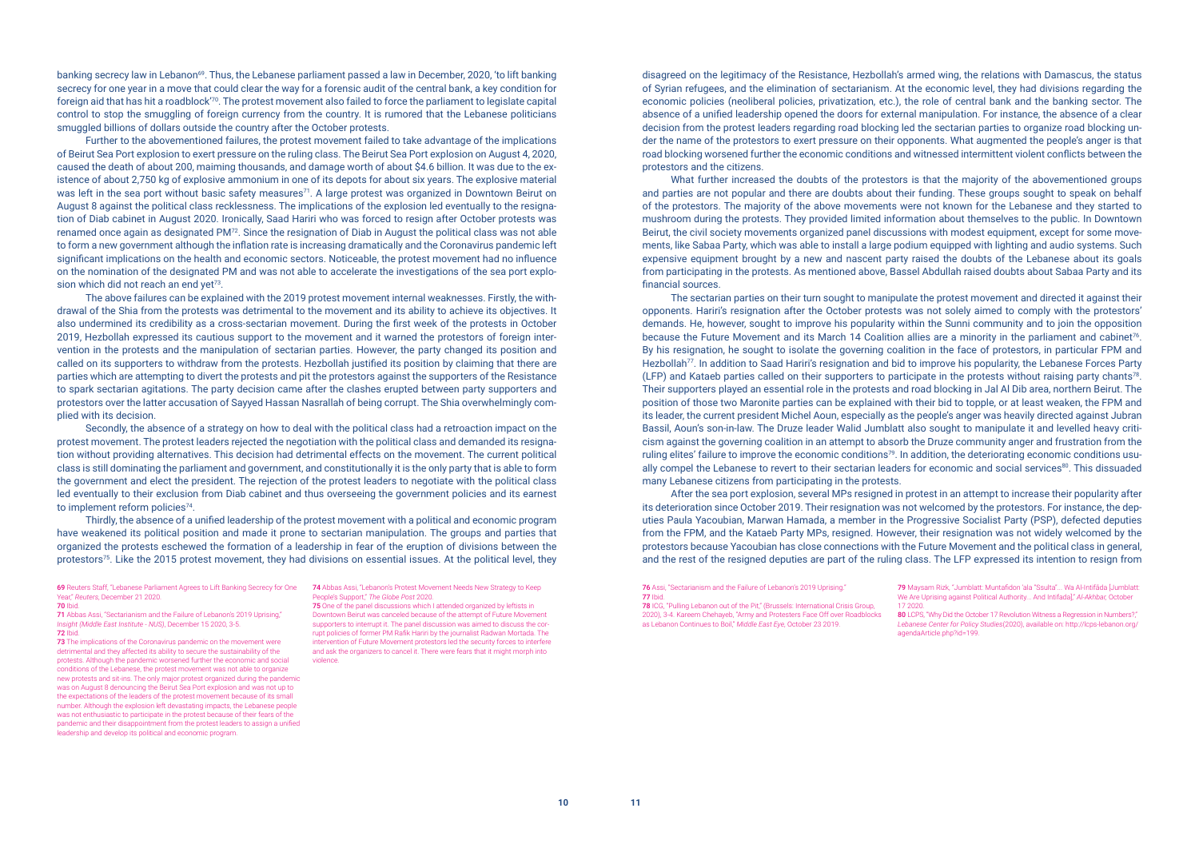banking secrecy law in Lebanon[69]. Thus, the Lebanese parliament passed a law in December, 2020, 'to lift banking secrecy for one year in a move that could clear the way for a forensic audit of the central bank, a key condition for foreign aid that has hit a roadblock'[70]. The protest movement also failed to force the parliament to legislate capital control to stop the smuggling of foreign currency from the country. It is rumored that the Lebanese politicians smuggled billions of dollars outside the country after the October protests.

Further to the abovementioned failures, the protest movement failed to take advantage of the implications of Beirut Sea Port explosion to exert pressure on the ruling class. The Beirut Sea Port explosion on August 4, 2020, caused the death of about 200, maiming thousands, and damage worth of about $4.6 billion. It was due to the existence of about 2,750 kg of explosive ammonium in one of its depots for about six years. The explosive material was left in the sea port without basic safety measures[71]. A large protest was organized in Downtown Beirut on August 8 against the political class recklessness. The implications of the explosion led eventually to the resignation of Diab cabinet in August 2020. Ironically, Saad Hariri who was forced to resign after October protests was renamed once again as designated PM[72]. Since the resignation of Diab in August the political class was not able to form a new government although the inflation rate is increasing dramatically and the Coronavirus pandemic left significant implications on the health and economic sectors. Noticeable, the protest movement had no influence on the nomination of the designated PM and was not able to accelerate the investigations of the sea port explosion which did not reach an end yet[73].

The above failures can be explained with the 2019 protest movement internal weaknesses. Firstly, the withdrawal of the Shia from the protests was detrimental to the movement and its ability to achieve its objectives. It also undermined its credibility as a cross-sectarian movement. During the first week of the protests in October 2019, Hezbollah expressed its cautious support to the movement and it warned the protestors of foreign intervention in the protests and the manipulation of sectarian parties. However, the party changed its position and called on its supporters to withdraw from the protests. Hezbollah justified its position by claiming that there are parties which are attempting to divert the protests and pit the protestors against the supporters of the Resistance to spark sectarian agitations. The party decision came after the clashes erupted between party supporters and protestors over the latter accusation of Sayyed Hassan Nasrallah of being corrupt. The Shia overwhelmingly complied with its decision.

Secondly, the absence of a strategy on how to deal with the political class had a retroaction impact on the protest movement. The protest leaders rejected the negotiation with the political class and demanded its resignation without providing alternatives. This decision had detrimental effects on the movement. The current political class is still dominating the parliament and government, and constitutionally it is the only party that is able to form the government and elect the president. The rejection of the protest leaders to negotiate with the political class led eventually to their exclusion from Diab cabinet and thus overseeing the government policies and its earnest to implement reform policies[74].

Thirdly, the absence of a unified leadership of the protest movement with a political and economic program have weakened its political position and made it prone to sectarian manipulation. The groups and parties that organized the protests eschewed the formation of a leadership in fear of the eruption of divisions between the protestors[75]. Like the 2015 protest movement, they had divisions on essential issues. At the political level, they disagreed on the legitimacy of the Resistance, Hezbollah's armed wing, the relations with Damascus, the status of Syrian refugees, and the elimination of sectarianism. At the economic level, they had divisions regarding the economic policies (neoliberal policies, privatization, etc.), the role of central bank and the banking sector. The absence of a unified leadership opened the doors for external manipulation. For instance, the absence of a clear decision from the protest leaders regarding road blocking led the sectarian parties to organize road blocking under the name of the protestors to exert pressure on their opponents. What augmented the people's anger is that road blocking worsened further the economic conditions and witnessed intermittent violent conflicts between the protestors and the citizens.

What further increased the doubts of the protestors is that the majority of the abovementioned groups and parties are not popular and there are doubts about their funding. These groups sought to speak on behalf of the protestors. The majority of the above movements were not known for the Lebanese and they started to mushroom during the protests. They provided limited information about themselves to the public. In Downtown Beirut, the civil society movements organized panel discussions with modest equipment, except for some movements, like Sabaa Party, which was able to install a large podium equipped with lighting and audio systems. Such expensive equipment brought by a new and nascent party raised the doubts of the Lebanese about its goals from participating in the protests. As mentioned above, Bassel Abdullah raised doubts about Sabaa Party and its financial sources.

The sectarian parties on their turn sought to manipulate the protest movement and directed it against their opponents. Hariri's resignation after the October protests was not solely aimed to comply with the protestors' demands. He, however, sought to improve his popularity within the Sunni community and to join the opposition because the Future Movement and its March 14 Coalition allies are a minority in the parliament and cabinet[76]. By his resignation, he sought to isolate the governing coalition in the face of protestors, in particular FPM and Hezbollah[77]. In addition to Saad Hariri's resignation and bid to improve his popularity, the Lebanese Forces Party (LFP) and Kataeb parties called on their supporters to participate in the protests without raising party chants[78]. Their supporters played an essential role in the protests and road blocking in Jal Al Dib area, northern Beirut. The position of those two Maronite parties can be explained with their bid to topple, or at least weaken, the FPM and its leader, the current president Michel Aoun, especially as the people's anger was heavily directed against Jubran Bassil, Aoun's son-in-law. The Druze leader Walid Jumblatt also sought to manipulate it and levelled heavy criticism against the governing coalition in an attempt to absorb the Druze community anger and frustration from the ruling elites' failure to improve the economic conditions[79]. In addition, the deteriorating economic conditions usually compel the Lebanese to revert to their sectarian leaders for economic and social services[80]. This dissuaded many Lebanese citizens from participating in the protests.

After the sea port explosion, several MPs resigned in protest in an attempt to increase their popularity after its deterioration since October 2019. Their resignation was not welcomed by the protestors. For instance, the deputies Paula Yacoubian, Marwan Hamada, a member in the Progressive Socialist Party (PSP), defected deputies from the FPM, and the Kataeb Party MPs, resigned. However, their resignation was not widely welcomed by the protestors because Yacoubian has close connections with the Future Movement and the political class in general, and the rest of the resigned deputies are part of the ruling class. The LFP expressed its intention to resign from

---

69 Reuters Staff, "Lebanese Parliament Agrees to Lift Banking Secrecy for One Year," *Reuters*, December 21 2020.

70 Ibid.

71 Abbas Assi, "Sectarianism and the Failure of Lebanon's 2019 Uprising," *Insight (Middle East Institute - NUS)*, December 15 2020, 3-5.

72 Ibid.

73 The implications of the Coronavirus pandemic on the movement were detrimental and they affected its ability to secure the sustainability of the protests. Although the pandemic worsened further the economic and social conditions of the Lebanese, the protest movement was not able to organize new protests and sit-ins. The only major protest organized during the pandemic was on August 8 denouncing the Beirut Sea Port explosion and was not up to the expectations of the leaders of the protest movement because of its small number. Although the explosion left devastating impacts, the Lebanese people was not enthusiastic to participate in the protest because of their fears of the pandemic and their disappointment from the protest leaders to assign a unified leadership and develop its political and economic program.

74 Abbas Assi, "Lebanon's Protest Movement Needs New Strategy to Keep People's Support," *The Globe Post* 2020.

75 One of the panel discussions which I attended organized by leftists in Downtown Beirut was canceled because of the attempt of Future Movement supporters to interrupt it. The panel discussion was aimed to discuss the corrupt policies of former PM Rafik Hariri by the journalist Radwan Mortada. The intervention of Future Movement protestors led the security forces to interfere and ask the organizers to cancel it. There were fears that it might morph into violence.

76 Assi, "Sectarianism and the Failure of Lebanon's 2019 Uprising."

77 Ibid.

78 ICG, "Pulling Lebanon out of the Pit," (Brussels: International Crisis Group, 2020), 3-4. Kareem Chehayeb, "Army and Protesters Face Off over Roadblocks as Lebanon Continues to Boil," *Middle East Eye*, October 23 2019.

79 Maysam Rizk, "Jumblatt: Muntafidon 'ala "Sslta"... Wa Al-Intifāda [Jumblatt: We Are Uprising against Political Authority... And Intifada]," *Al-Akhbar*, October 17 2020.

80 LCPS, "Why Did the October 17 Revolution Witness a Regression in Numbers?," *Lebanese Center for Policy Studies*(2020), available on: http://lcps-lebanon.org/agendaArticle.php?id=199.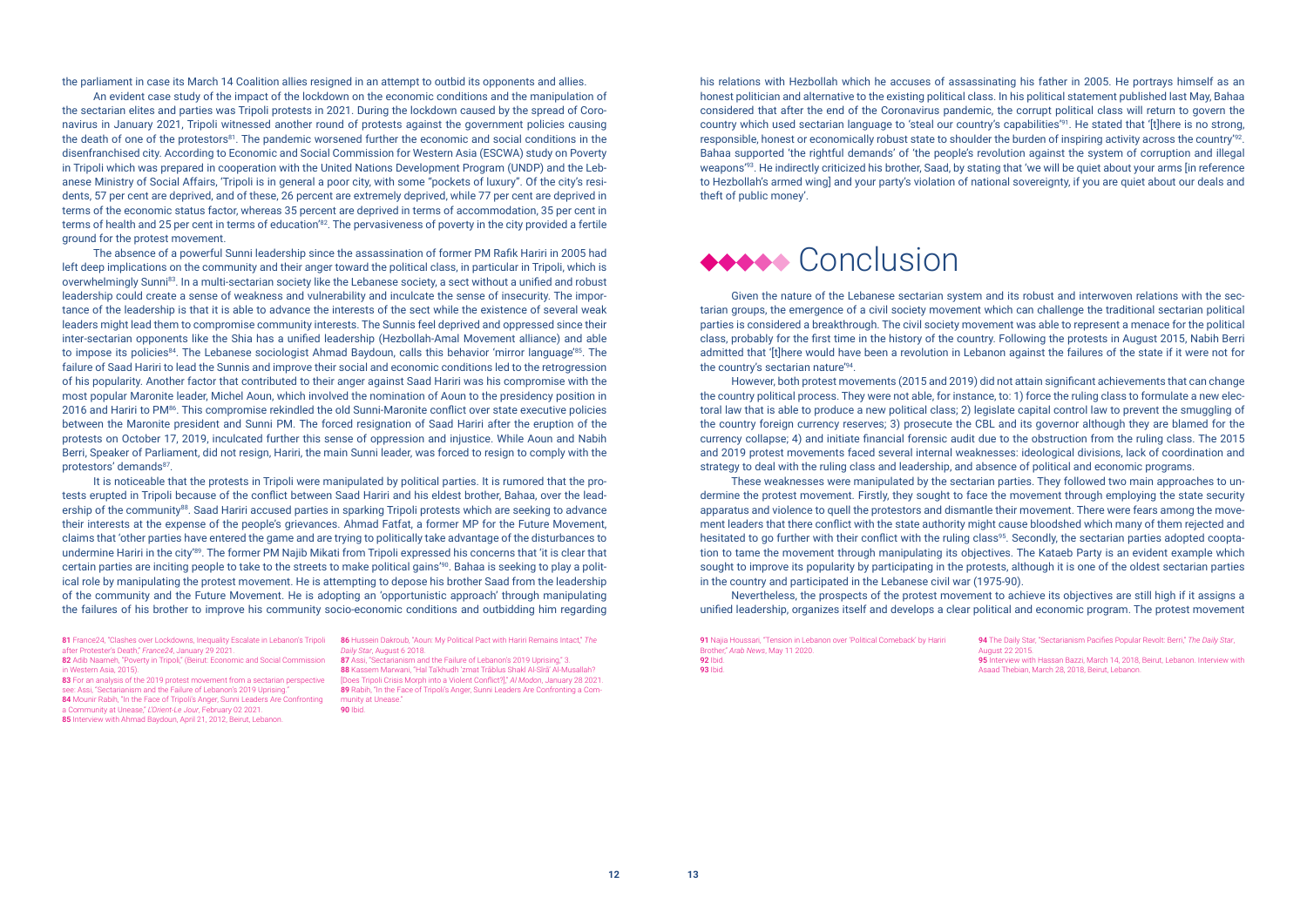the parliament in case its March 14 Coalition allies resigned in an attempt to outbid its opponents and allies.

An evident case study of the impact of the lockdown on the economic conditions and the manipulation of the sectarian elites and parties was Tripoli protests in 2021. During the lockdown caused by the spread of Coronavirus in January 2021, Tripoli witnessed another round of protests against the government policies causing the death of one of the protestors[81]. The pandemic worsened further the economic and social conditions in the disenfranchised city. According to Economic and Social Commission for Western Asia (ESCWA) study on Poverty in Tripoli which was prepared in cooperation with the United Nations Development Program (UNDP) and the Lebanese Ministry of Social Affairs, 'Tripoli is in general a poor city, with some "pockets of luxury". Of the city's residents, 57 per cent are deprived, and of these, 26 percent are extremely deprived, while 77 per cent are deprived in terms of the economic status factor, whereas 35 percent are deprived in terms of accommodation, 35 per cent in terms of health and 25 per cent in terms of education'[82]. The pervasiveness of poverty in the city provided a fertile ground for the protest movement.

The absence of a powerful Sunni leadership since the assassination of former PM Rafik Hariri in 2005 had left deep implications on the community and their anger toward the political class, in particular in Tripoli, which is overwhelmingly Sunni[83]. In a multi-sectarian society like the Lebanese society, a sect without a unified and robust leadership could create a sense of weakness and vulnerability and inculcate the sense of insecurity. The importance of the leadership is that it is able to advance the interests of the sect while the existence of several weak leaders might lead them to compromise community interests. The Sunnis feel deprived and oppressed since their inter-sectarian opponents like the Shia has a unified leadership (Hezbollah-Amal Movement alliance) and able to impose its policies[84]. The Lebanese sociologist Ahmad Baydoun, calls this behavior 'mirror language'[85]. The failure of Saad Hariri to lead the Sunnis and improve their social and economic conditions led to the retrogression of his popularity. Another factor that contributed to their anger against Saad Hariri was his compromise with the most popular Maronite leader, Michel Aoun, which involved the nomination of Aoun to the presidency position in 2016 and Hariri to PM[86]. This compromise rekindled the old Sunni-Maronite conflict over state executive policies between the Maronite president and Sunni PM. The forced resignation of Saad Hariri after the eruption of the protests on October 17, 2019, inculcated further this sense of oppression and injustice. While Aoun and Nabih Berri, Speaker of Parliament, did not resign, Hariri, the main Sunni leader, was forced to resign to comply with the protestors' demands[87].

It is noticeable that the protests in Tripoli were manipulated by political parties. It is rumored that the protests erupted in Tripoli because of the conflict between Saad Hariri and his eldest brother, Bahaa, over the leadership of the community[88]. Saad Hariri accused parties in sparking Tripoli protests which are seeking to advance their interests at the expense of the people's grievances. Ahmad Fatfat, a former MP for the Future Movement, claims that 'other parties have entered the game and are trying to politically take advantage of the disturbances to undermine Hariri in the city'[89]. The former PM Najib Mikati from Tripoli expressed his concerns that 'it is clear that certain parties are inciting people to take to the streets to make political gains'[90]. Bahaa is seeking to play a political role by manipulating the protest movement. He is attempting to depose his brother Saad from the leadership of the community and the Future Movement. He is adopting an 'opportunistic approach' through manipulating the failures of his brother to improve his community socio-economic conditions and outbidding him regarding his relations with Hezbollah which he accuses of assassinating his father in 2005. He portrays himself as an honest politician and alternative to the existing political class. In his political statement published last May, Bahaa considered that after the end of the Coronavirus pandemic, the corrupt political class will return to govern the country which used sectarian language to 'steal our country's capabilities'[91]. He stated that '[t]here is no strong, responsible, honest or economically robust state to shoulder the burden of inspiring activity across the country'[92]. Bahaa supported 'the rightful demands' of 'the people's revolution against the system of corruption and illegal weapons'[93]. He indirectly criticized his brother, Saad, by stating that 'we will be quiet about your arms [in reference to Hezbollah's armed wing] and your party's violation of national sovereignty, if you are quiet about our deals and theft of public money'.

# Conclusion

Given the nature of the Lebanese sectarian system and its robust and interwoven relations with the sectarian groups, the emergence of a civil society movement which can challenge the traditional sectarian political parties is considered a breakthrough. The civil society movement was able to represent a menace for the political class, probably for the first time in the history of the country. Following the protests in August 2015, Nabih Berri admitted that '[t]here would have been a revolution in Lebanon against the failures of the state if it were not for the country's sectarian nature'[94].

However, both protest movements (2015 and 2019) did not attain significant achievements that can change the country political process. They were not able, for instance, to: 1) force the ruling class to formulate a new electoral law that is able to produce a new political class; 2) legislate capital control law to prevent the smuggling of the country foreign currency reserves; 3) prosecute the CBL and its governor although they are blamed for the currency collapse; 4) and initiate financial forensic audit due to the obstruction from the ruling class. The 2015 and 2019 protest movements faced several internal weaknesses: ideological divisions, lack of coordination and strategy to deal with the ruling class and leadership, and absence of political and economic programs.

These weaknesses were manipulated by the sectarian parties. They followed two main approaches to undermine the protest movement. Firstly, they sought to face the movement through employing the state security apparatus and violence to quell the protestors and dismantle their movement. There were fears among the movement leaders that there conflict with the state authority might cause bloodshed which many of them rejected and hesitated to go further with their conflict with the ruling class[95]. Secondly, the sectarian parties adopted cooptation to tame the movement through manipulating its objectives. The Kataeb Party is an evident example which sought to improve its popularity by participating in the protests, although it is one of the oldest sectarian parties in the country and participated in the Lebanese civil war (1975-90).

Nevertheless, the prospects of the protest movement to achieve its objectives are still high if it assigns a unified leadership, organizes itself and develops a clear political and economic program. The protest movement

81 France24, "Clashes over Lockdowns, Inequality Escalate in Lebanon's Tripoli after Protester's Death," *France24*, January 29 2021.
82 Adib Naameh, "Poverty in Tripoli," (Beirut: Economic and Social Commission in Western Asia, 2015).
83 For an analysis of the 2019 protest movement from a sectarian perspective see: Assi, "Sectarianism and the Failure of Lebanon's 2019 Uprising."
84 Mounir Rabih, "In the Face of Tripoli's Anger, Sunni Leaders Are Confronting a Community at Unease," *L'Orient-Le Jour*, February 02 2021.
85 Interview with Ahmad Baydoun, April 21, 2012, Beirut, Lebanon.
86 Hussein Dakroub, "Aoun: My Political Pact with Hariri Remains Intact," *The Daily Star*, August 6 2018.
87 Assi, "Sectarianism and the Failure of Lebanon's 2019 Uprising," 3.
88 Kassem Marwani, "Hal Ta'khudh 'zmat Trāblus Shakl Al-Sirā' Al-Musallah? [Does Tripoli Crisis Morph into a Violent Conflict?]," *Al Modon*, January 28 2021.
89 Rabih, "In the Face of Tripoli's Anger, Sunni Leaders Are Confronting a Community at Unease."
90 Ibid.
91 Najia Houssari, "Tension in Lebanon over 'Political Comeback' by Hariri Brother," *Arab News*, May 11 2020.
92 Ibid.
93 Ibid.
94 The Daily Star, "Sectarianism Pacifies Popular Revolt: Berri," *The Daily Star*, August 22 2015.
95 Interview with Hassan Bazzi, March 14, 2018, Beirut, Lebanon. Interview with Asaad Thebian, March 28, 2018, Beirut, Lebanon.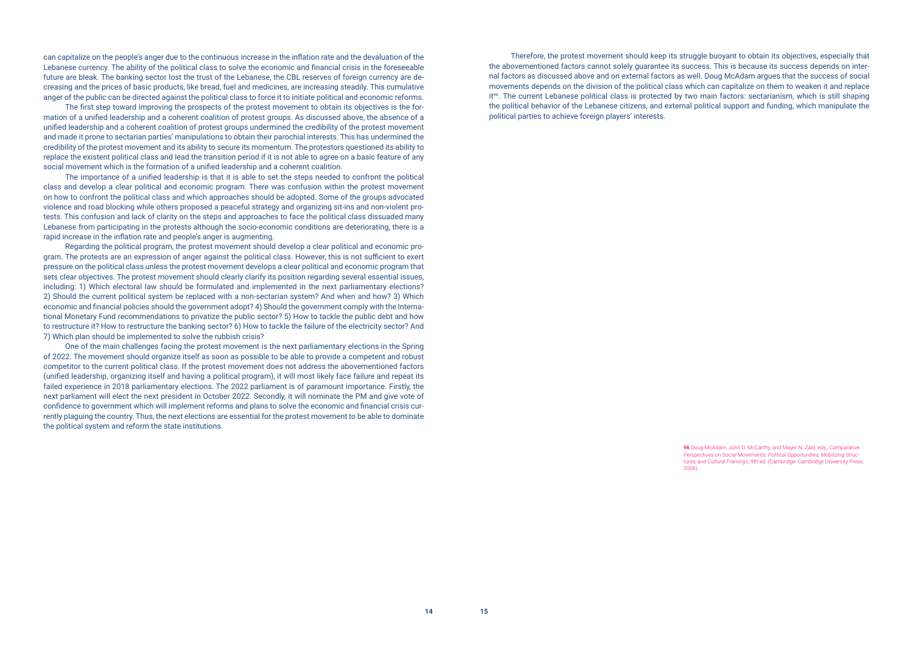can capitalize on the people's anger due to the continuous increase in the inflation rate and the devaluation of the Lebanese currency. The ability of the political class to solve the economic and financial crisis in the foreseeable future are bleak. The banking sector lost the trust of the Lebanese, the CBL reserves of foreign currency are decreasing and the prices of basic products, like bread, fuel and medicines, are increasing steadily. This cumulative anger of the public can be directed against the political class to force it to initiate political and economic reforms.

The first step toward improving the prospects of the protest movement to obtain its objectives is the formation of a unified leadership and a coherent coalition of protest groups. As discussed above, the absence of a unified leadership and a coherent coalition of protest groups undermined the credibility of the protest movement and made it prone to sectarian parties' manipulations to obtain their parochial interests. This has undermined the credibility of the protest movement and its ability to secure its momentum. The protestors questioned its ability to replace the existent political class and lead the transition period if it is not able to agree on a basic feature of any social movement which is the formation of a unified leadership and a coherent coalition.

The importance of a unified leadership is that it is able to set the steps needed to confront the political class and develop a clear political and economic program. There was confusion within the protest movement on how to confront the political class and which approaches should be adopted. Some of the groups advocated violence and road blocking while others proposed a peaceful strategy and organizing sit-ins and non-violent protests. This confusion and lack of clarity on the steps and approaches to face the political class dissuaded many Lebanese from participating in the protests although the socio-economic conditions are deteriorating, there is a rapid increase in the inflation rate and people's anger is augmenting.

Regarding the political program, the protest movement should develop a clear political and economic program. The protests are an expression of anger against the political class. However, this is not sufficient to exert pressure on the political class unless the protest movement develops a clear political and economic program that sets clear objectives. The protest movement should clearly clarify its position regarding several essential issues, including: 1) Which electoral law should be formulated and implemented in the next parliamentary elections? 2) Should the current political system be replaced with a non-sectarian system? And when and how? 3) Which economic and financial policies should the government adopt? 4) Should the government comply with the International Monetary Fund recommendations to privatize the public sector? 5) How to tackle the public debt and how to restructure it? How to restructure the banking sector? 6) How to tackle the failure of the electricity sector? And 7) Which plan should be implemented to solve the rubbish crisis?

One of the main challenges facing the protest movement is the next parliamentary elections in the Spring of 2022. The movement should organize itself as soon as possible to be able to provide a competent and robust competitor to the current political class. If the protest movement does not address the abovementioned factors (unified leadership, organizing itself and having a political program), it will most likely face failure and repeat its failed experience in 2018 parliamentary elections. The 2022 parliament is of paramount importance. Firstly, the next parliament will elect the next president in October 2022. Secondly, it will nominate the PM and give vote of confidence to government which will implement reforms and plans to solve the economic and financial crisis currently plaguing the country. Thus, the next elections are essential for the protest movement to be able to dominate the political system and reform the state institutions.

Therefore, the protest movement should keep its struggle buoyant to obtain its objectives, especially that the abovementioned factors cannot solely guarantee its success. This is because its success depends on internal factors as discussed above and on external factors as well. Doug McAdam argues that the success of social movements depends on the division of the political class which can capitalize on them to weaken it and replace it[96]. The current Lebanese political class is protected by two main factors: sectarianism, which is still shaping the political behavior of the Lebanese citizens, and external political support and funding, which manipulate the political parties to achieve foreign players' interests.

**96** Doug McAdam, John D. McCarthy, and Mayer N. Zald, eds., Comparative Perspectives on Social Movements: *Political Opportunities, Mobilizing Structures, and Cultural Framings*, 9th ed. (Cambridge: Cambridge University Press, 2008).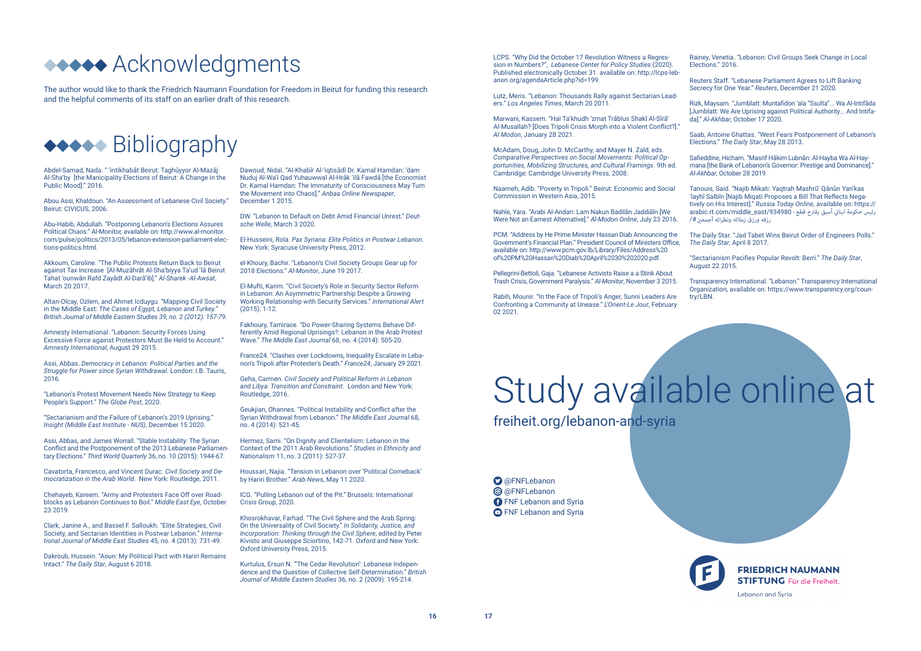# Acknowledgments

The author would like to thank the Friedrich Naumann Foundation for Freedom in Beirut for funding this research and the helpful comments of its staff on an earlier draft of this research.

# Bibliography

Abdel-Samad, Nada. " 'intikhabāt Beirut: Taghūyyor Al-Mazāj Al-Sha'by [the Manicipality Elections of Beirut: A Change in the Public Mood]." 2016.

Abou Assi, Khaldoun. "An Assessment of Lebanese Civil Society." Beirut: CIVICUS, 2006.

Abu-Habib, Abdullah. "Postponing Lebanon's Elections Assures Political Chaos." Al-Monitor, available on: http://www.al-monitor.com/pulse/politics/2013/05/lebanon-extension-parliament-elections-politics.html.

Akkoum, Caroline. "The Public Protests Return Back to Beirut against Tax Increase [Al-Muzāhrāt Al-Sha'biyya Ta'ud 'Ilā Beirut Tahat 'ounwān Rafd Zayādt Al-Darā'ib]." *Al-Sharek -Al-Awsat*, March 20 2017.

Altan-Olcay, Ozlem, and Ahmet Icduygu. "Mapping Civil Society in the Middle East: *The Cases of Egypt, Lebanon and Turkey." British Journal of Middle Eastern Studies 39, no. 2 (2012): 157-79.*

Amnesty International. "Lebanon: Security Forces Using Excessive Force against Protestors Must Be Held to Account." *Amnesty International*, August 29 2015.

Assi, Abbas. *Democracy in Lebanon: Political Parties and the Struggle for Power since Syrian Withdrawal.* London: I.B. Tauris, 2016.

"Lebanon's Protest Movement Needs New Strategy to Keep People's Support." *The Globe Post*, 2020.

"Sectarianism and the Failure of Lebanon's 2019 Uprising." *Insight (Middle East Institute - NUS)*, December 15 2020.

Assi, Abbas, and James Worrall. "Stable Instability: The Syrian Conflict and the Postponement of the 2013 Lebanese Parliamentary Elections." *Third World Quarterly* 36, no. 10 (2015): 1944-67.

Cavatorta, Francesco, and Vincent Durac. *Civil Society and Democratization in the Arab World*. New York: Routledge, 2011.

Chehayeb, Kareem. "Army and Protesters Face Off over Roadblocks as Lebanon Continues to Boil." *Middle East Eye*, October 23 2019.

Clark, Janine A., and Bassel F. Salloukh. "Elite Strategies, Civil Society, and Sectarian Identities in Postwar Lebanon." *International Journal of Middle East Studies* 45, no. 4 (2013): 731-49.

Dakroub, Hussein. "Aoun: My Political Pact with Hariri Remains Intact." *The Daily Star*, August 6 2018.

Dawoud, Nidal. "Al-Khabīr Al-'iqtisādī Dr. Kamal Hamdan: 'dam Nuduj Al-Wa'i Qad Yuhauwwal Al-Hrāk 'ilā Fawdā [the Economist Dr. Kamal Hamdan: The Immaturity of Consciousness May Turn the Movement into Chaos]." *Anbaa Online Newspaper*, December 1 2015.

DW. "Lebanon to Default on Debt Amid Financial Unrest." *Deutsche Welle*, March 3 2020.

El-Husseini, Rola. *Pax Syriana: Elite Politics in Postwar Lebanon*. New York: Syracuse University Press, 2012.

el-Khoury, Bachir. "Lebanon's Civil Society Groups Gear up for 2018 Elections." *Al-Monitor*, June 19 2017.

El-Mufti, Karim. "Civil Society's Role in Security Sector Reform in Lebanon: An Asymmetric Partnership Despite a Growing Working Relationship with Security Services." *International Alert* (2015): 1-12.

Fakhoury, Tamirace. "Do Power-Sharing Systems Behave Differently Amid Regional Uprisings?: Lebanon in the Arab Protest Wave." *The Middle East Journal* 68, no. 4 (2014): 505-20.

France24. "Clashes over Lockdowns, Inequality Escalate in Lebanon's Tripoli after Protester's Death." *France24*, January 29 2021.

Geha, Carmen. *Civil Society and Political Reform in Lebanon and Libya: Transition and Constraint.* London and New York: Routledge, 2016.

Geukjian, Ohannes. "Political Instability and Conflict after the Syrian Withdrawal from Lebanon." *The Middle East Journal* 68, no. 4 (2014): 521-45.

Hermez, Sami. "On Dignity and Clientelism: Lebanon in the Context of the 2011 Arab Revolutions." *Studies in Ethnicity and Nationalism* 11, no. 3 (2011): 527-37.

Houssari, Najia. "Tension in Lebanon over 'Political Comeback' by Hariri Brother." *Arab News*, May 11 2020.

ICG. "Pulling Lebanon out of the Pit." Brussels: International Crisis Group, 2020.

Khosrokhavar, Farhad. "The Civil Sphere and the Arab Spring: On the Universality of Civil Society." *In Solidarity, Justice, and Incorporation: Thinking through the Civil Sphere*, edited by Peter Kivisto and Giuseppe Sciortino, 142-71. Oxford and New York: Oxford University Press, 2015.

Kurtulus, Ersun N. "'The Cedar Revolution': Lebanese Independence and the Question of Collective Self-Determination." *British Journal of Middle Eastern Studies* 36, no. 2 (2009): 195-214.

LCPS. "Why Did the October 17 Revolution Witness a Regression in Numbers?", *Lebanese Center for Policy Studies* (2020). Published electronically October 31. available on: http://lcps-lebanon.org/agendaArticle.php?id=199.

Lutz, Meris. "Lebanon: Thousands Rally against Sectarian Leaders." *Los Angeles Times*, March 20 2011.

Marwani, Kassem. "Hal Ta'khudh 'zmat Trāblus Shakl Al-Sīrā' Al-Musallah? [Does Tripoli Crisis Morph into a Violent Conflict?]." *Al Modon*, January 28 2021.

McAdam, Doug, John D. McCarthy, and Mayer N. Zald, eds. *Comparative Perspectives on Social Movements: Political Opportunities, Mobilizing Structures, and Cultural Framings*. 9th ed. Cambridge: Cambridge University Press, 2008.

Naameh, Adib. "Poverty in Tripoli." Beirut: Economic and Social Commission in Western Asia, 2015.

Nahle, Yara. "Arabi Al-Andari: Lam Nakun Badilān Jaddiān [We Were Not an Earnest Alternative]." *Al-Modon Online*, July 23 2016.

PCM. "Address by He Prime Minister Hassan Diab Announcing the Government's Financial Plan." President Council of Ministers Office, available on: http://www.pcm.gov.lb/Library/Files/Address%20of%20PM%20Hassan%20Diab%20April%2030%202020.pdf.

Pellegrini-Bettoli, Gaja. "Lebanese Activists Raise a a Stink About Trash Crisis, Government Paralysis." *Al-Monitor*, November 3 2015.

Rabih, Mounir. "In the Face of Tripoli's Anger, Sunni Leaders Are Confronting a Community at Unease." *L'Orient-Le Jour*, February 02 2021.

Rainey, Venetia. "Lebanon: Civil Groups Seek Change in Local Elections." 2016.

Reuters Staff. "Lebanese Parliament Agrees to Lift Banking Secrecy for One Year." *Reuters*, December 21 2020.

Rizk, Maysam. "Jumblatt: Muntafidon 'ala "Ssulta"... Wa Al-Intifāda [Jumblatt: We Are Uprising against Political Authority... And Intifada]." *Al-Akhbar*, October 17 2020.

Saab, Antoine Ghattas. "West Fears Postponement of Lebanon's Elections." *The Daily Star*, May 28 2013.

Safieddine, Hicham. "Masrif Hākim Lubnān: Al-Hayba Wa Al-Haymana [the Bank of Lebanon's Governor: Prestige and Dominance]." *Al-Akhbar*, October 28 2019.

Tanouis, Said. "Najib Mikati: Yaqtrah Mashrū' Qānūn Yan'kas 'layhī Salbīn [Najib Miqati Proposes a Bill That Reflects Negatively on His Interest]." *Russia Today Online*, available on: https://arabic.rt.com/middle_east/934980 - رئيس حكومة لبناني أسبق يقترح قطع رزقه ورزق زملائه ونظرائه أجمعين/#

The Daily Star. "Jad Tabet Wins Beirut Order of Engineers Polls." *The Daily Star*, April 8 2017.

"Sectarianism Pacifies Popular Revolt: Berri." *The Daily Star*, August 22 2015.

Transparency International. "Lebanon." Transparency International Organization, available on: https://www.transparency.org/country/LBN.

Study available online at

freiheit.org/lebanon-and-syria

@FNFLebanon
@FNFLebanon
FNF Lebanon and Syria
FNF Lebanon and Syria

FRIEDRICH NAUMANN STIFTUNG Für die Freiheit.
Lebanon and Syria